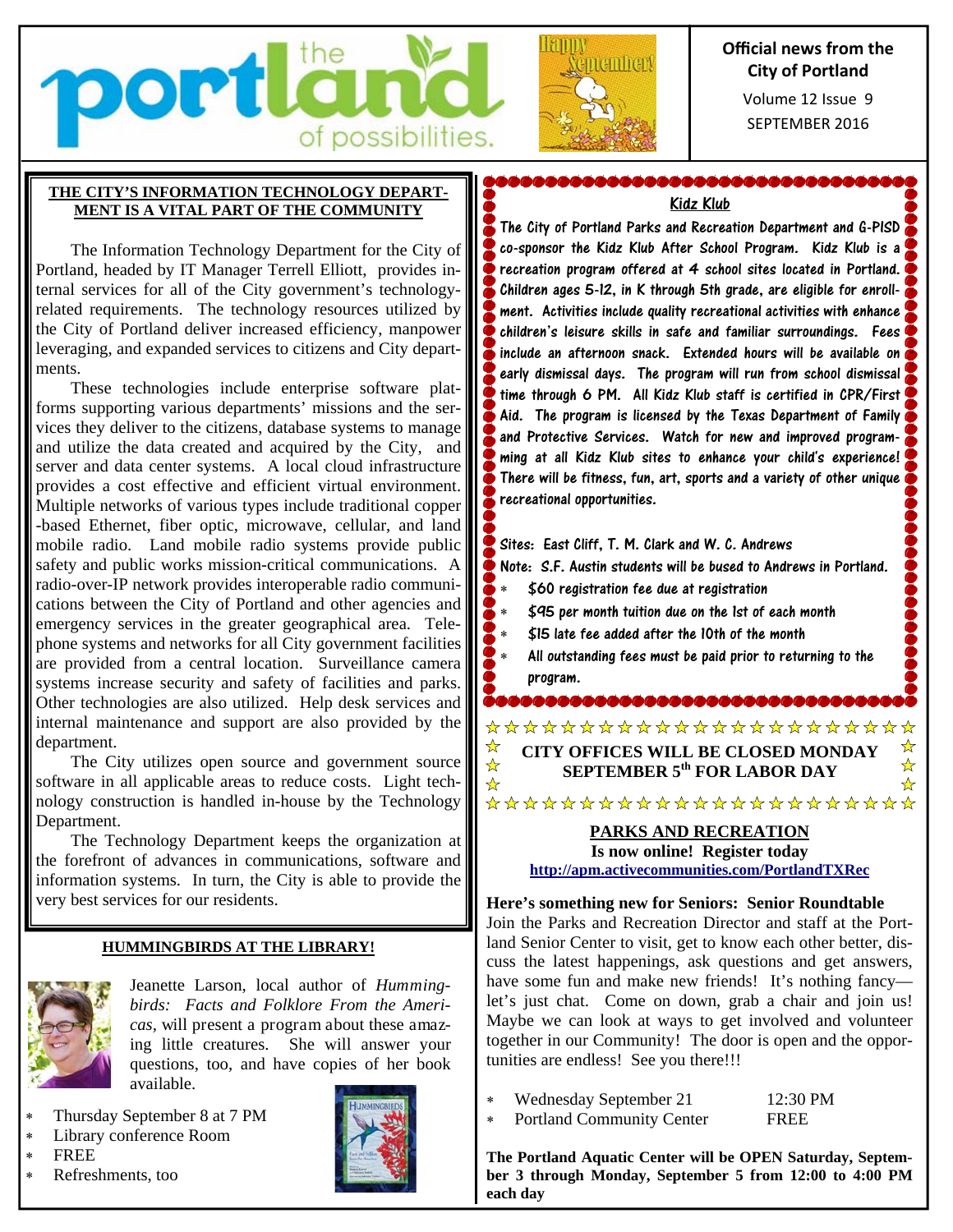# the portland of possibilities.

**Official news from the City of Portland**

Volume 12 Issue 9

SEPTEMBER 2016

## THE CITY'S INFORMATION TECHNOLOGY DEPARTMENT IS A VITAL PART OF THE COMMUNITY

The Information Technology Department for the City of Portland, headed by IT Manager Terrell Elliott, provides internal services for all of the City government's technology-related requirements. The technology resources utilized by the City of Portland deliver increased efficiency, manpower leveraging, and expanded services to citizens and City departments.

These technologies include enterprise software platforms supporting various departments' missions and the services they deliver to the citizens, database systems to manage and utilize the data created and acquired by the City, and server and data center systems. A local cloud infrastructure provides a cost effective and efficient virtual environment. Multiple networks of various types include traditional copper-based Ethernet, fiber optic, microwave, cellular, and land mobile radio. Land mobile radio systems provide public safety and public works mission-critical communications. A radio-over-IP network provides interoperable radio communications between the City of Portland and other agencies and emergency services in the greater geographical area. Telephone systems and networks for all City government facilities are provided from a central location. Surveillance camera systems increase security and safety of facilities and parks. Other technologies are also utilized. Help desk services and internal maintenance and support are also provided by the department.

The City utilizes open source and government source software in all applicable areas to reduce costs. Light technology construction is handled in-house by the Technology Department.

The Technology Department keeps the organization at the forefront of advances in communications, software and information systems. In turn, the City is able to provide the very best services for our residents.

## HUMMINGBIRDS AT THE LIBRARY!

Jeanette Larson, local author of *Hummingbirds: Facts and Folklore From the Americas*, will present a program about these amazing little creatures. She will answer your questions, too, and have copies of her book available.

- Thursday September 8 at 7 PM
- Library conference Room
- FREE
- Refreshments, too

## Kidz Klub

The City of Portland Parks and Recreation Department and G-PISD co-sponsor the Kidz Klub After School Program. Kidz Klub is a recreation program offered at 4 school sites located in Portland. Children ages 5-12, in K through 5th grade, are eligible for enrollment. Activities include quality recreational activities with enhance children's leisure skills in safe and familiar surroundings. Fees include an afternoon snack. Extended hours will be available on early dismissal days. The program will run from school dismissal time through 6 PM. All Kidz Klub staff is certified in CPR/First Aid. The program is licensed by the Texas Department of Family and Protective Services. Watch for new and improved programming at all Kidz Klub sites to enhance your child's experience! There will be fitness, fun, art, sports and a variety of other unique recreational opportunities.

Sites: East Cliff, T. M. Clark and W. C. Andrews

Note: S.F. Austin students will be bused to Andrews in Portland.

- $60 registration fee due at registration
- $95 per month tuition due on the 1st of each month
- $15 late fee added after the 10th of the month
- All outstanding fees must be paid prior to returning to the program.

**CITY OFFICES WILL BE CLOSED MONDAY SEPTEMBER 5th FOR LABOR DAY**

## PARKS AND RECREATION

**Is now online! Register today**

**http://apm.activecommunities.com/PortlandTXRec**

**Here's something new for Seniors: Senior Roundtable**

Join the Parks and Recreation Director and staff at the Portland Senior Center to visit, get to know each other better, discuss the latest happenings, ask questions and get answers, have some fun and make new friends! It's nothing fancy—let's just chat. Come on down, grab a chair and join us! Maybe we can look at ways to get involved and volunteer together in our Community! The door is open and the opportunities are endless! See you there!!!

- Wednesday September 21 — 12:30 PM
- Portland Community Center — FREE

**The Portland Aquatic Center will be OPEN Saturday, September 3 through Monday, September 5 from 12:00 to 4:00 PM each day**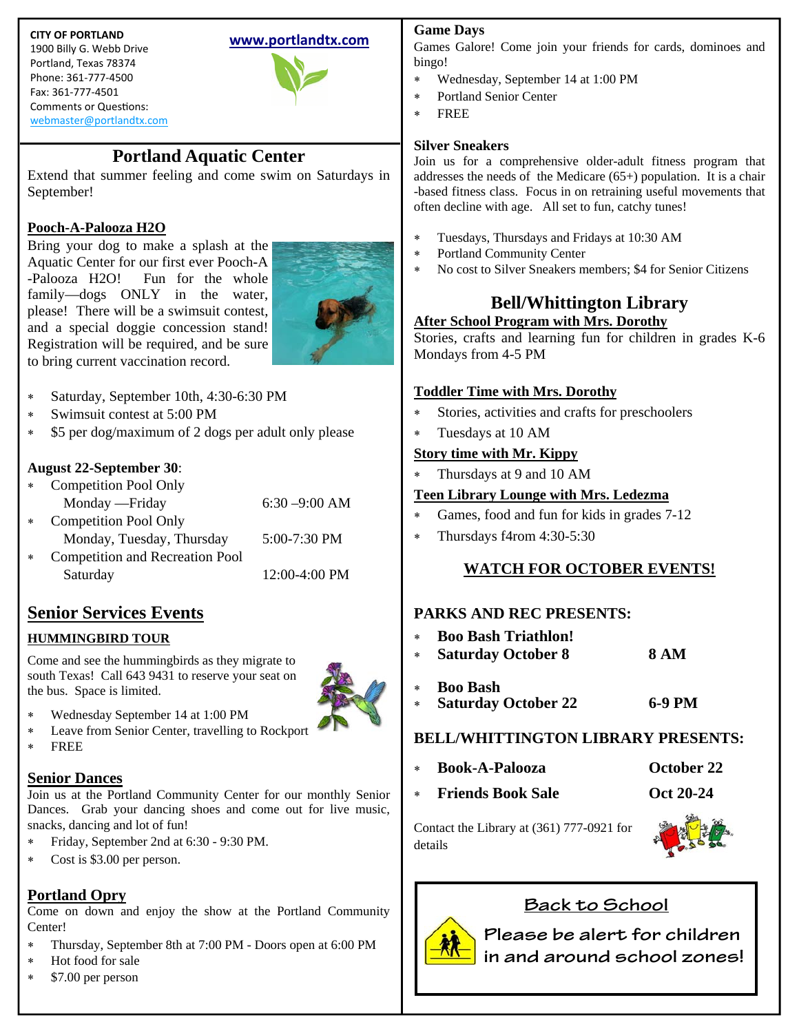**CITY OF PORTLAND**
1900 Billy G. Webb Drive
Portland, Texas 78374
Phone: 361-777-4500
Fax: 361-777-4501
Comments or Questions:
webmaster@portlandtx.com

**www.portlandtx.com**

## Portland Aquatic Center

Extend that summer feeling and come swim on Saturdays in September!

### Pooch-A-Palooza H2O

Bring your dog to make a splash at the Aquatic Center for our first ever Pooch-A-Palooza H2O! Fun for the whole family—dogs ONLY in the water, please! There will be a swimsuit contest, and a special doggie concession stand! Registration will be required, and be sure to bring current vaccination record.

- Saturday, September 10th, 4:30-6:30 PM
- Swimsuit contest at 5:00 PM
- $5 per dog/maximum of 2 dogs per adult only please

**August 22-September 30**:

| | |
|---|---|
| Competition Pool Only<br>Monday —Friday | 6:30 –9:00 AM |
| Competition Pool Only<br>Monday, Tuesday, Thursday | 5:00-7:30 PM |
| Competition and Recreation Pool<br>Saturday | 12:00-4:00 PM |

## Senior Services Events

### HUMMINGBIRD TOUR

Come and see the hummingbirds as they migrate to south Texas! Call 643 9431 to reserve your seat on the bus. Space is limited.

- Wednesday September 14 at 1:00 PM
- Leave from Senior Center, travelling to Rockport
- FREE

### Senior Dances

Join us at the Portland Community Center for our monthly Senior Dances. Grab your dancing shoes and come out for live music, snacks, dancing and lot of fun!

- Friday, September 2nd at 6:30 - 9:30 PM.
- Cost is $3.00 per person.

### Portland Opry

Come on down and enjoy the show at the Portland Community Center!

- Thursday, September 8th at 7:00 PM - Doors open at 6:00 PM
- Hot food for sale
- $7.00 per person

### Game Days

Games Galore! Come join your friends for cards, dominoes and bingo!

- Wednesday, September 14 at 1:00 PM
- Portland Senior Center
- FREE

### Silver Sneakers

Join us for a comprehensive older-adult fitness program that addresses the needs of the Medicare (65+) population. It is a chair-based fitness class. Focus in on retraining useful movements that often decline with age. All set to fun, catchy tunes!

- Tuesdays, Thursdays and Fridays at 10:30 AM
- Portland Community Center
- No cost to Silver Sneakers members; $4 for Senior Citizens

## Bell/Whittington Library

### After School Program with Mrs. Dorothy

Stories, crafts and learning fun for children in grades K-6 Mondays from 4-5 PM

### Toddler Time with Mrs. Dorothy

- Stories, activities and crafts for preschoolers
- Tuesdays at 10 AM

### Story time with Mr. Kippy

- Thursdays at 9 and 10 AM

### Teen Library Lounge with Mrs. Ledezma

- Games, food and fun for kids in grades 7-12
- Thursdays f4rom 4:30-5:30

## WATCH FOR OCTOBER EVENTS!

### PARKS AND REC PRESENTS:

- **Boo Bash Triathlon!**
- **Saturday October 8** — **8 AM**

- **Boo Bash**
- **Saturday October 22** — **6-9 PM**

### BELL/WHITTINGTON LIBRARY PRESENTS:

- **Book-A-Palooza** — **October 22**
- **Friends Book Sale** — **Oct 20-24**

Contact the Library at (361) 777-0921 for details

## Back to School

**Please be alert for children in and around school zones!**